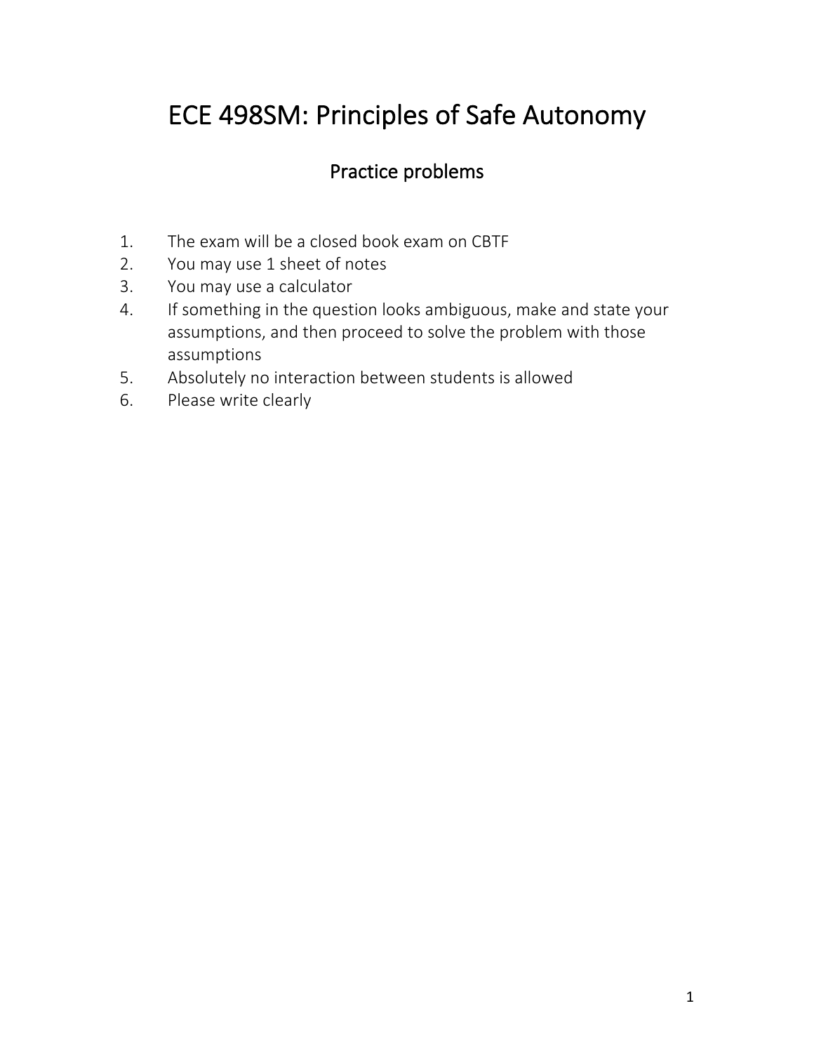# ECE 498SM: Principles of Safe Autonomy

## Practice problems

1. The exam will be a closed book exam on CBTF
2. You may use 1 sheet of notes
3. You may use a calculator
4. If something in the question looks ambiguous, make and state your assumptions, and then proceed to solve the problem with those assumptions
5. Absolutely no interaction between students is allowed
6. Please write clearly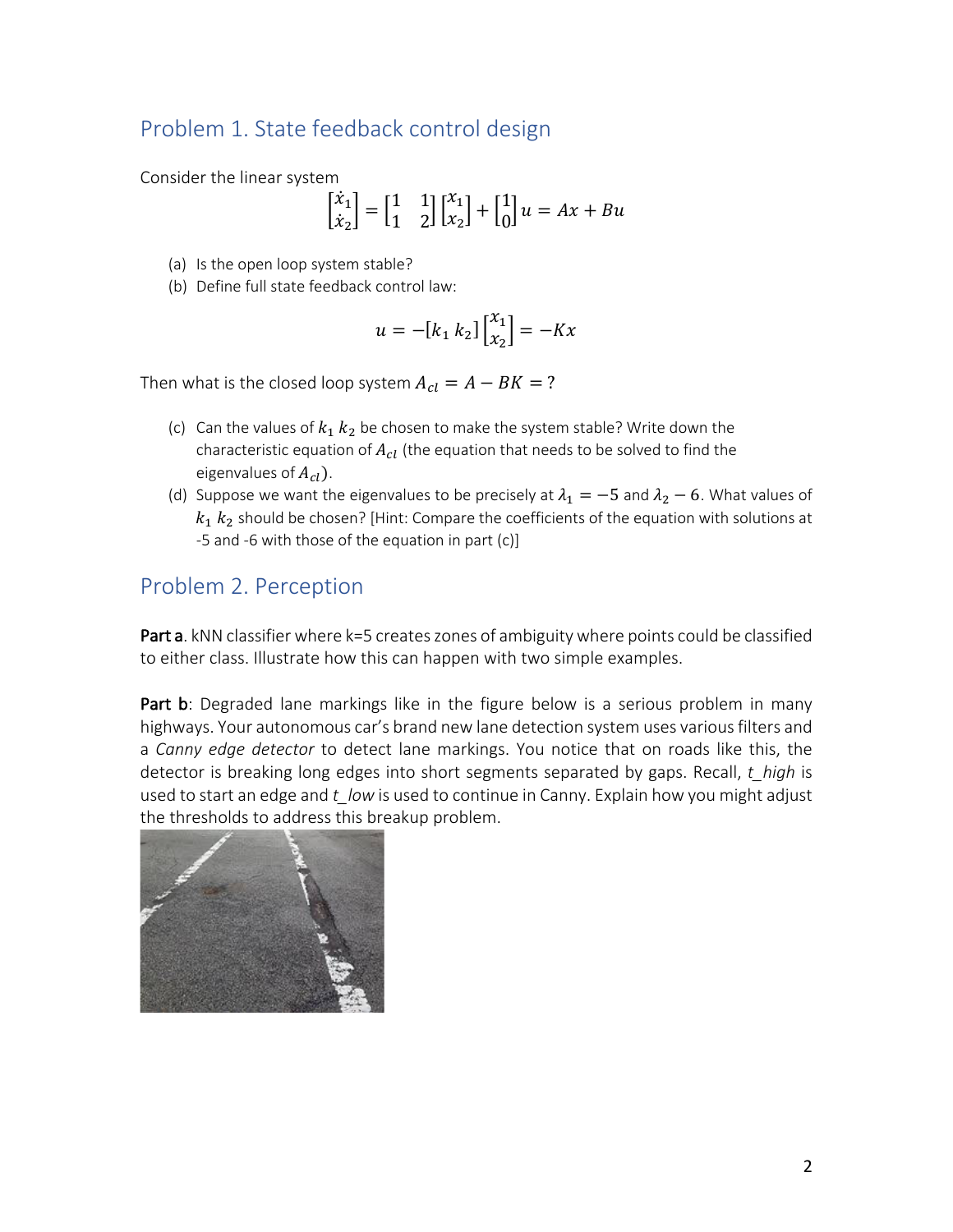## Problem 1. State feedback control design

Consider the linear system

$$\begin{bmatrix} \dot{x}_1 \\ \dot{x}_2 \end{bmatrix} = \begin{bmatrix} 1 & 1 \\ 1 & 2 \end{bmatrix} \begin{bmatrix} x_1 \\ x_2 \end{bmatrix} + \begin{bmatrix} 1 \\ 0 \end{bmatrix} u = Ax + Bu$$

(a) Is the open loop system stable?

(b) Define full state feedback control law:

$$u = -[k_1 \; k_2] \begin{bmatrix} x_1 \\ x_2 \end{bmatrix} = -Kx$$

Then what is the closed loop system $A_{cl} = A - BK = ?$

(c) Can the values of $k_1$ $k_2$ be chosen to make the system stable? Write down the characteristic equation of $A_{cl}$ (the equation that needs to be solved to find the eigenvalues of $A_{cl}$).

(d) Suppose we want the eigenvalues to be precisely at $\lambda_1 = -5$ and $\lambda_2 - 6$. What values of $k_1$ $k_2$ should be chosen? [Hint: Compare the coefficients of the equation with solutions at -5 and -6 with those of the equation in part (c)]

## Problem 2. Perception

**Part a**. kNN classifier where k=5 creates zones of ambiguity where points could be classified to either class. Illustrate how this can happen with two simple examples.

**Part b**: Degraded lane markings like in the figure below is a serious problem in many highways. Your autonomous car's brand new lane detection system uses various filters and a *Canny edge detector* to detect lane markings. You notice that on roads like this, the detector is breaking long edges into short segments separated by gaps. Recall, *t_high* is used to start an edge and *t_low* is used to continue in Canny. Explain how you might adjust the thresholds to address this breakup problem.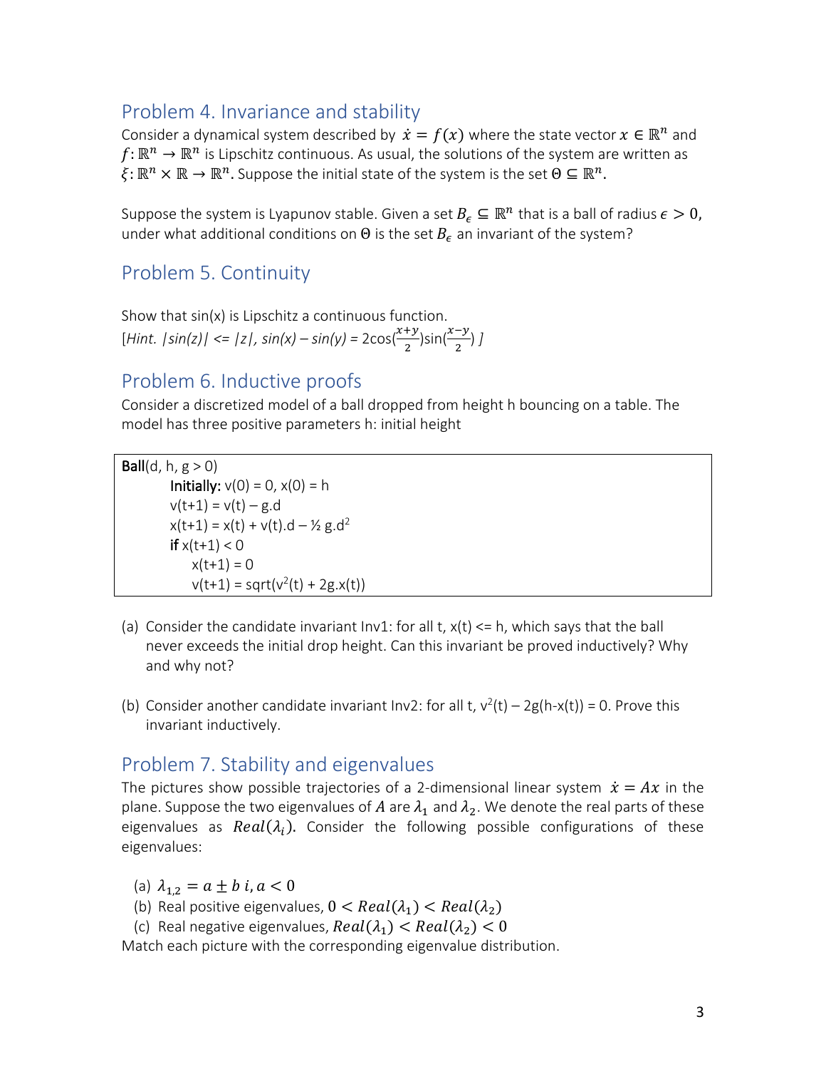## Problem 4. Invariance and stability

Consider a dynamical system described by $\dot{x} = f(x)$ where the state vector $x \in \mathbb{R}^n$ and $f: \mathbb{R}^n \to \mathbb{R}^n$ is Lipschitz continuous. As usual, the solutions of the system are written as $\xi: \mathbb{R}^n \times \mathbb{R} \to \mathbb{R}^n$. Suppose the initial state of the system is the set $\Theta \subseteq \mathbb{R}^n$.

Suppose the system is Lyapunov stable. Given a set $B_\epsilon \subseteq \mathbb{R}^n$ that is a ball of radius $\epsilon > 0$, under what additional conditions on $\Theta$ is the set $B_\epsilon$ an invariant of the system?

## Problem 5. Continuity

Show that sin(x) is Lipschitz a continuous function.
*[Hint. |sin(z)| <= |z|, sin(x) – sin(y) =* $2\cos(\frac{x+y}{2})\sin(\frac{x-y}{2})$ *]*

## Problem 6. Inductive proofs

Consider a discretized model of a ball dropped from height h bouncing on a table. The model has three positive parameters h: initial height

```
Ball(d, h, g > 0)
    Initially: v(0) = 0, x(0) = h
    v(t+1) = v(t) – g.d
    x(t+1) = x(t) + v(t).d – ½ g.d^2
    if x(t+1) < 0
        x(t+1) = 0
        v(t+1) = sqrt(v^2(t) + 2g.x(t))
```

(a) Consider the candidate invariant Inv1: for all t, x(t) <= h, which says that the ball never exceeds the initial drop height. Can this invariant be proved inductively? Why and why not?

(b) Consider another candidate invariant Inv2: for all t, $v^2(t) – 2g(h-x(t)) = 0$. Prove this invariant inductively.

## Problem 7. Stability and eigenvalues

The pictures show possible trajectories of a 2-dimensional linear system $\dot{x} = Ax$ in the plane. Suppose the two eigenvalues of $A$ are $\lambda_1$ and $\lambda_2$. We denote the real parts of these eigenvalues as $Real(\lambda_i)$. Consider the following possible configurations of these eigenvalues:

(a) $\lambda_{1,2} = a \pm b\, i, a < 0$
(b) Real positive eigenvalues, $0 < Real(\lambda_1) < Real(\lambda_2)$
(c) Real negative eigenvalues, $Real(\lambda_1) < Real(\lambda_2) < 0$

Match each picture with the corresponding eigenvalue distribution.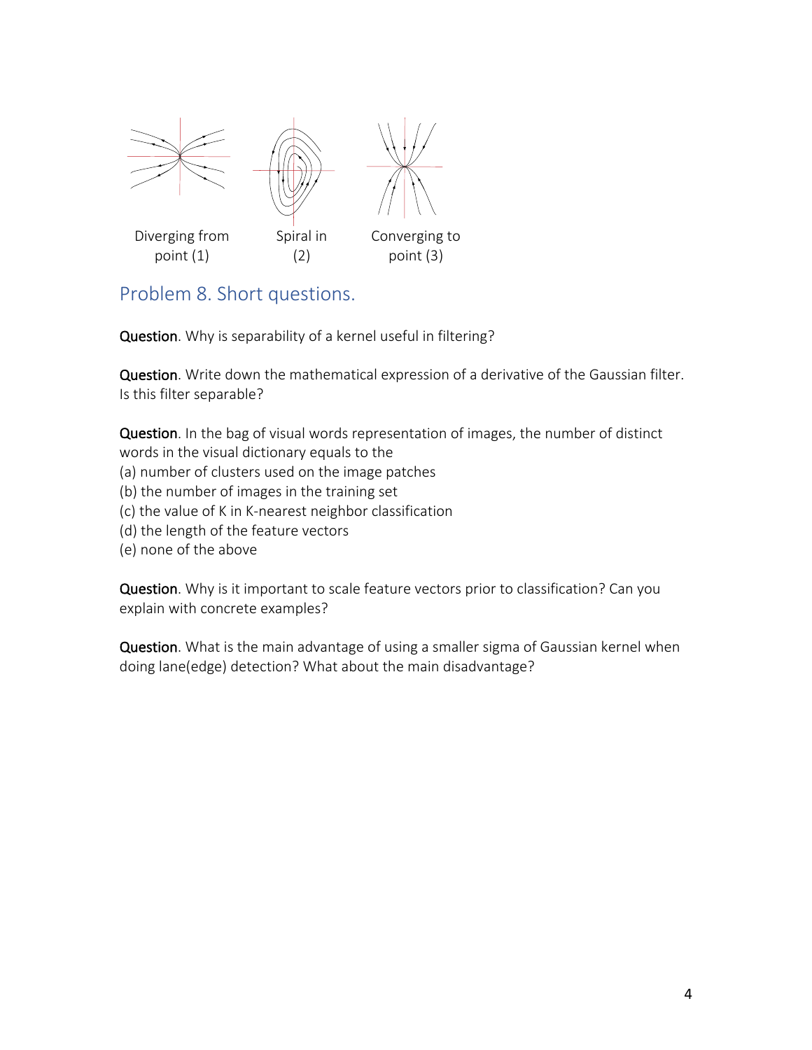Diverging from point (1)

Spiral in (2)

Converging to point (3)

## Problem 8. Short questions.

**Question**. Why is separability of a kernel useful in filtering?

**Question**. Write down the mathematical expression of a derivative of the Gaussian filter. Is this filter separable?

**Question**. In the bag of visual words representation of images, the number of distinct words in the visual dictionary equals to the

(a) number of clusters used on the image patches
(b) the number of images in the training set
(c) the value of K in K-nearest neighbor classification
(d) the length of the feature vectors
(e) none of the above

**Question**. Why is it important to scale feature vectors prior to classification? Can you explain with concrete examples?

**Question**. What is the main advantage of using a smaller sigma of Gaussian kernel when doing lane(edge) detection? What about the main disadvantage?